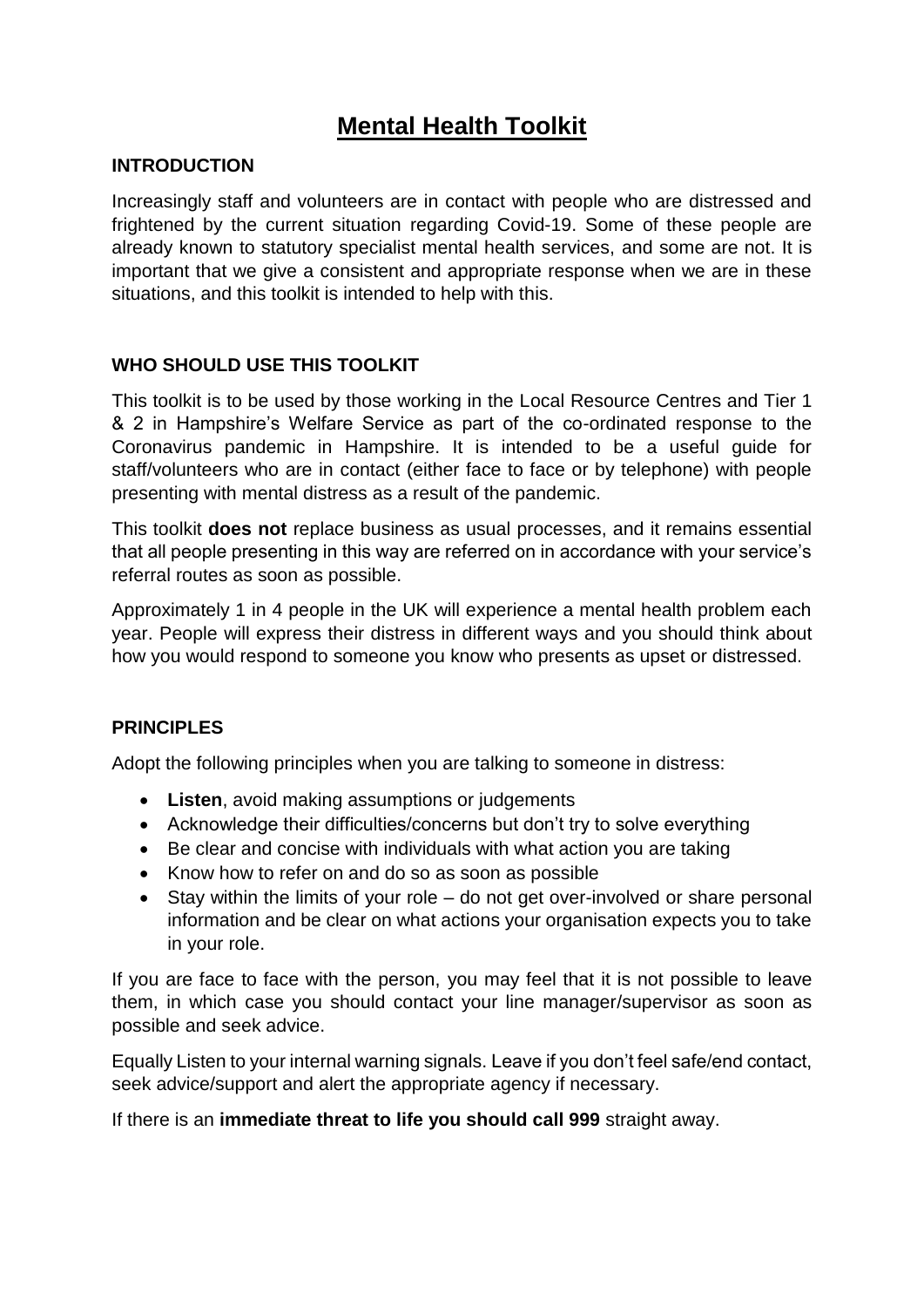# Mental Health Toolkit

## INTRODUCTION

Increasingly staff and volunteers are in contact with people who are distressed and frightened by the current situation regarding Covid-19. Some of these people are already known to statutory specialist mental health services, and some are not. It is important that we give a consistent and appropriate response when we are in these situations, and this toolkit is intended to help with this.

## WHO SHOULD USE THIS TOOLKIT

This toolkit is to be used by those working in the Local Resource Centres and Tier 1 & 2 in Hampshire's Welfare Service as part of the co-ordinated response to the Coronavirus pandemic in Hampshire. It is intended to be a useful guide for staff/volunteers who are in contact (either face to face or by telephone) with people presenting with mental distress as a result of the pandemic.

This toolkit **does not** replace business as usual processes, and it remains essential that all people presenting in this way are referred on in accordance with your service's referral routes as soon as possible.

Approximately 1 in 4 people in the UK will experience a mental health problem each year. People will express their distress in different ways and you should think about how you would respond to someone you know who presents as upset or distressed.

## PRINCIPLES

Adopt the following principles when you are talking to someone in distress:

- **Listen**, avoid making assumptions or judgements
- Acknowledge their difficulties/concerns but don't try to solve everything
- Be clear and concise with individuals with what action you are taking
- Know how to refer on and do so as soon as possible
- Stay within the limits of your role – do not get over-involved or share personal information and be clear on what actions your organisation expects you to take in your role.

If you are face to face with the person, you may feel that it is not possible to leave them, in which case you should contact your line manager/supervisor as soon as possible and seek advice.

Equally Listen to your internal warning signals. Leave if you don't feel safe/end contact, seek advice/support and alert the appropriate agency if necessary.

If there is an **immediate threat to life you should call 999** straight away.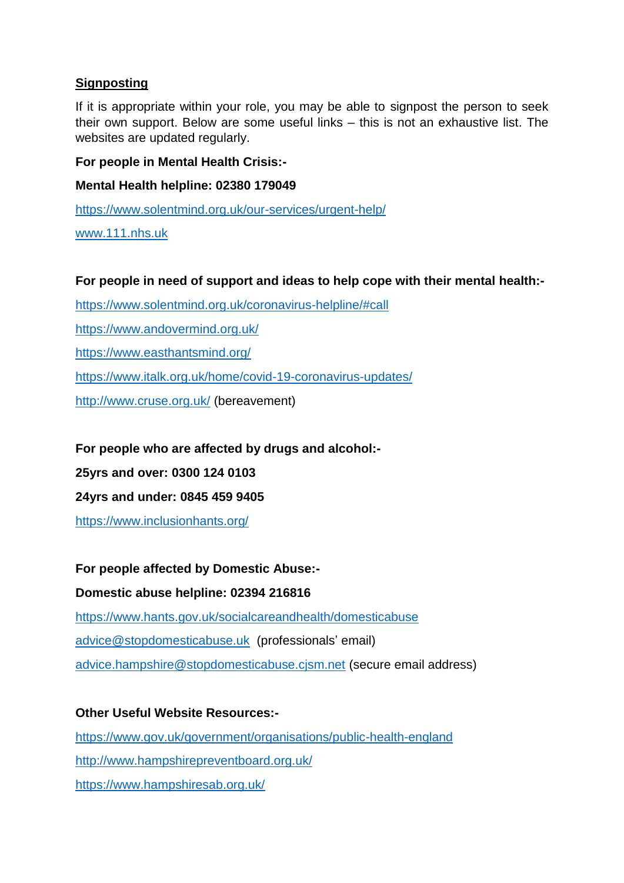**Signposting**

If it is appropriate within your role, you may be able to signpost the person to seek their own support. Below are some useful links – this is not an exhaustive list. The websites are updated regularly.

**For people in Mental Health Crisis:-**

**Mental Health helpline: 02380 179049**

https://www.solentmind.org.uk/our-services/urgent-help/

www.111.nhs.uk

**For people in need of support and ideas to help cope with their mental health:-**

https://www.solentmind.org.uk/coronavirus-helpline/#call

https://www.andovermind.org.uk/

https://www.easthantsmind.org/

https://www.italk.org.uk/home/covid-19-coronavirus-updates/

http://www.cruse.org.uk/ (bereavement)

**For people who are affected by drugs and alcohol:-**

**25yrs and over: 0300 124 0103**

**24yrs and under: 0845 459 9405**

https://www.inclusionhants.org/

**For people affected by Domestic Abuse:-**

**Domestic abuse helpline: 02394 216816**

https://www.hants.gov.uk/socialcareandhealth/domesticabuse

advice@stopdomesticabuse.uk (professionals' email)

advice.hampshire@stopdomesticabuse.cjsm.net (secure email address)

**Other Useful Website Resources:-**

https://www.gov.uk/government/organisations/public-health-england

http://www.hampshirepreventboard.org.uk/

https://www.hampshiresab.org.uk/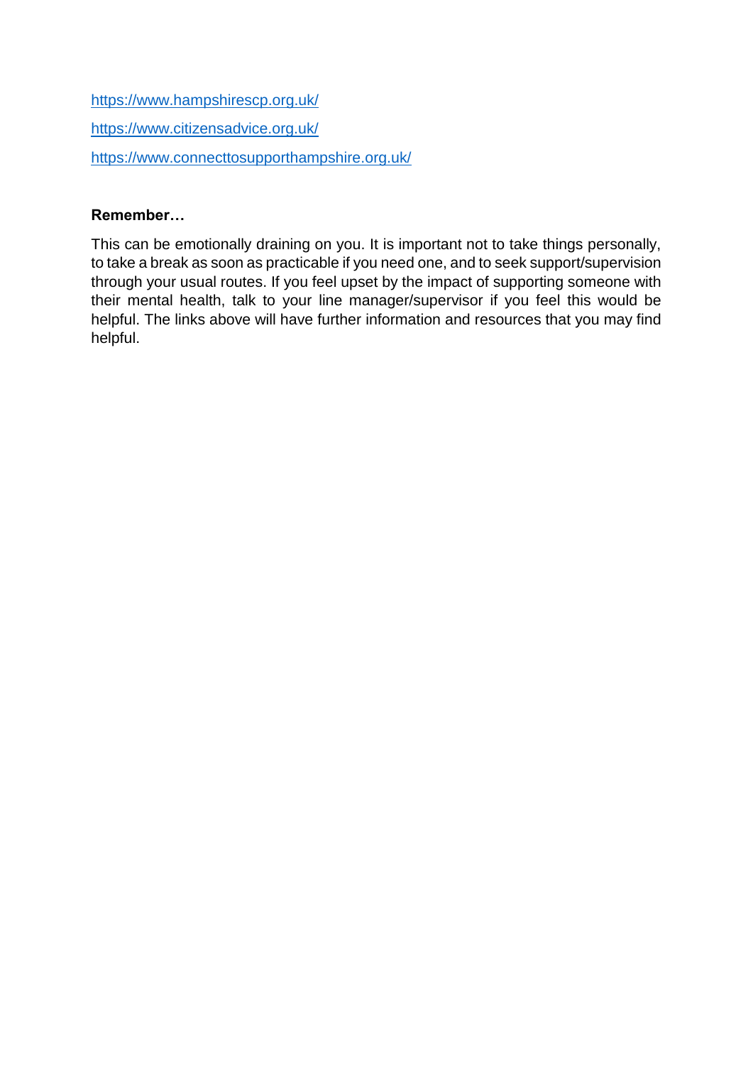https://www.hampshirescp.org.uk/

https://www.citizensadvice.org.uk/

https://www.connecttosupporthampshire.org.uk/

**Remember…**

This can be emotionally draining on you. It is important not to take things personally, to take a break as soon as practicable if you need one, and to seek support/supervision through your usual routes. If you feel upset by the impact of supporting someone with their mental health, talk to your line manager/supervisor if you feel this would be helpful. The links above will have further information and resources that you may find helpful.